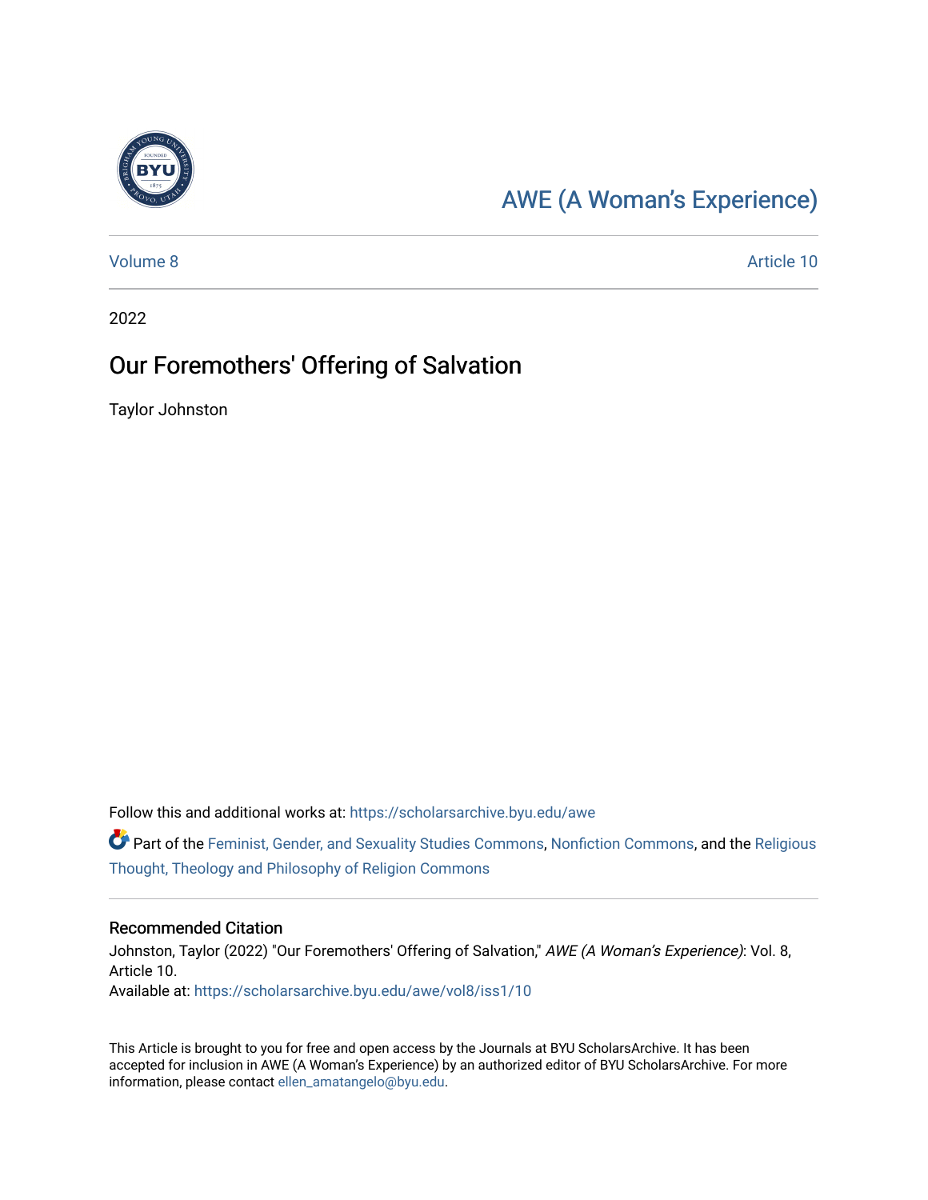AWE (A Woman's Experience)

Volume 8 | Article 10

2022

# Our Foremothers' Offering of Salvation

Taylor Johnston

Follow this and additional works at: https://scholarsarchive.byu.edu/awe

Part of the Feminist, Gender, and Sexuality Studies Commons, Nonfiction Commons, and the Religious Thought, Theology and Philosophy of Religion Commons

## Recommended Citation

Johnston, Taylor (2022) "Our Foremothers' Offering of Salvation," *AWE (A Woman's Experience)*: Vol. 8, Article 10.
Available at: https://scholarsarchive.byu.edu/awe/vol8/iss1/10

This Article is brought to you for free and open access by the Journals at BYU ScholarsArchive. It has been accepted for inclusion in AWE (A Woman's Experience) by an authorized editor of BYU ScholarsArchive. For more information, please contact ellen_amatangelo@byu.edu.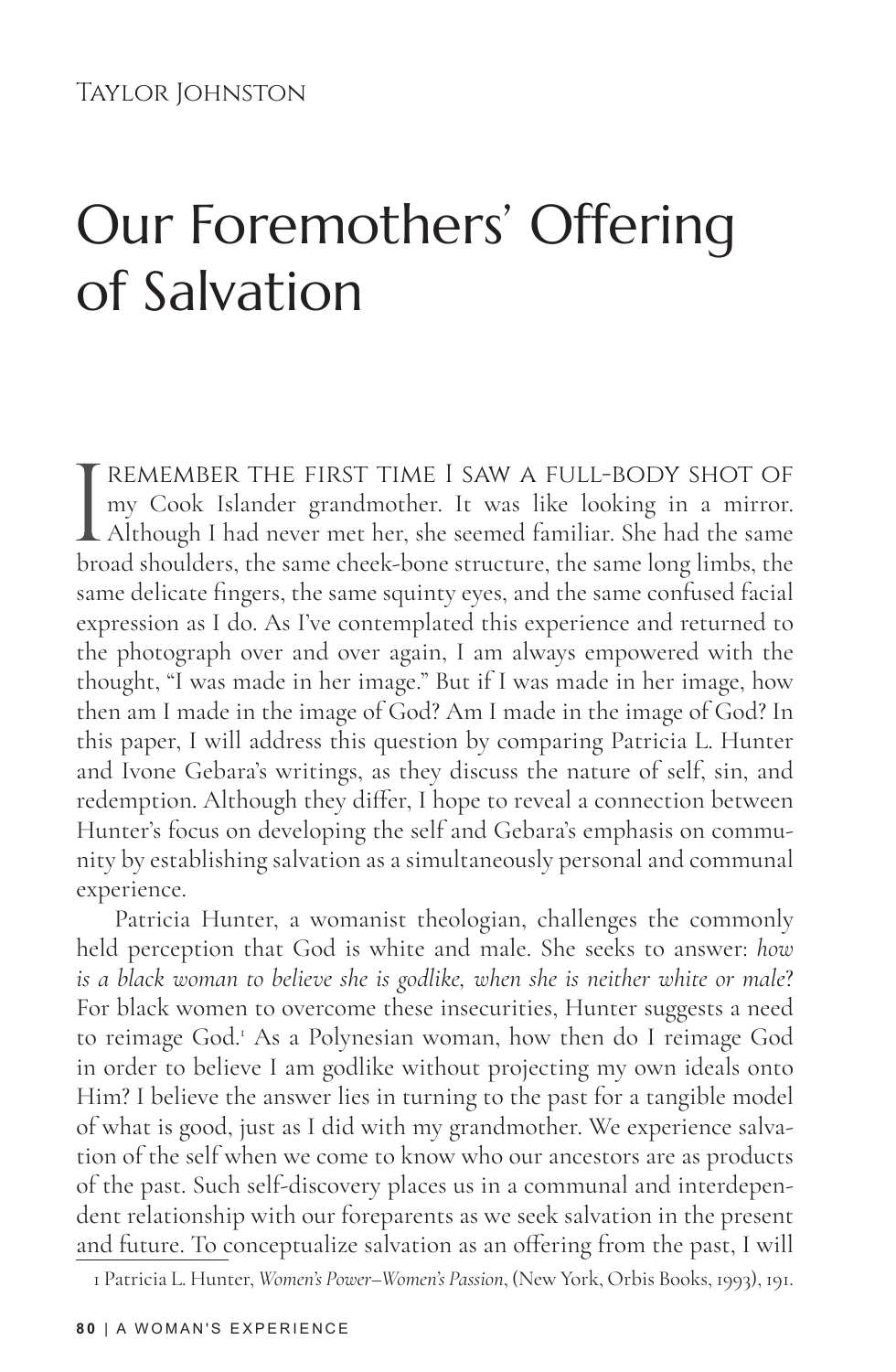Taylor Johnston

# Our Foremothers' Offering of Salvation

I remember the first time I saw a full-body shot of my Cook Islander grandmother. It was like looking in a mirror. Although I had never met her, she seemed familiar. She had the same broad shoulders, the same cheek-bone structure, the same long limbs, the same delicate fingers, the same squinty eyes, and the same confused facial expression as I do. As I've contemplated this experience and returned to the photograph over and over again, I am always empowered with the thought, "I was made in her image." But if I was made in her image, how then am I made in the image of God? Am I made in the image of God? In this paper, I will address this question by comparing Patricia L. Hunter and Ivone Gebara's writings, as they discuss the nature of self, sin, and redemption. Although they differ, I hope to reveal a connection between Hunter's focus on developing the self and Gebara's emphasis on community by establishing salvation as a simultaneously personal and communal experience.

Patricia Hunter, a womanist theologian, challenges the commonly held perception that God is white and male. She seeks to answer: *how is a black woman to believe she is godlike, when she is neither white or male*? For black women to overcome these insecurities, Hunter suggests a need to reimage God.[1] As a Polynesian woman, how then do I reimage God in order to believe I am godlike without projecting my own ideals onto Him? I believe the answer lies in turning to the past for a tangible model of what is good, just as I did with my grandmother. We experience salvation of the self when we come to know who our ancestors are as products of the past. Such self-discovery places us in a communal and interdependent relationship with our foreparents as we seek salvation in the present and future. To conceptualize salvation as an offering from the past, I will

1 Patricia L. Hunter, *Women's Power–Women's Passion*, (New York, Orbis Books, 1993), 191.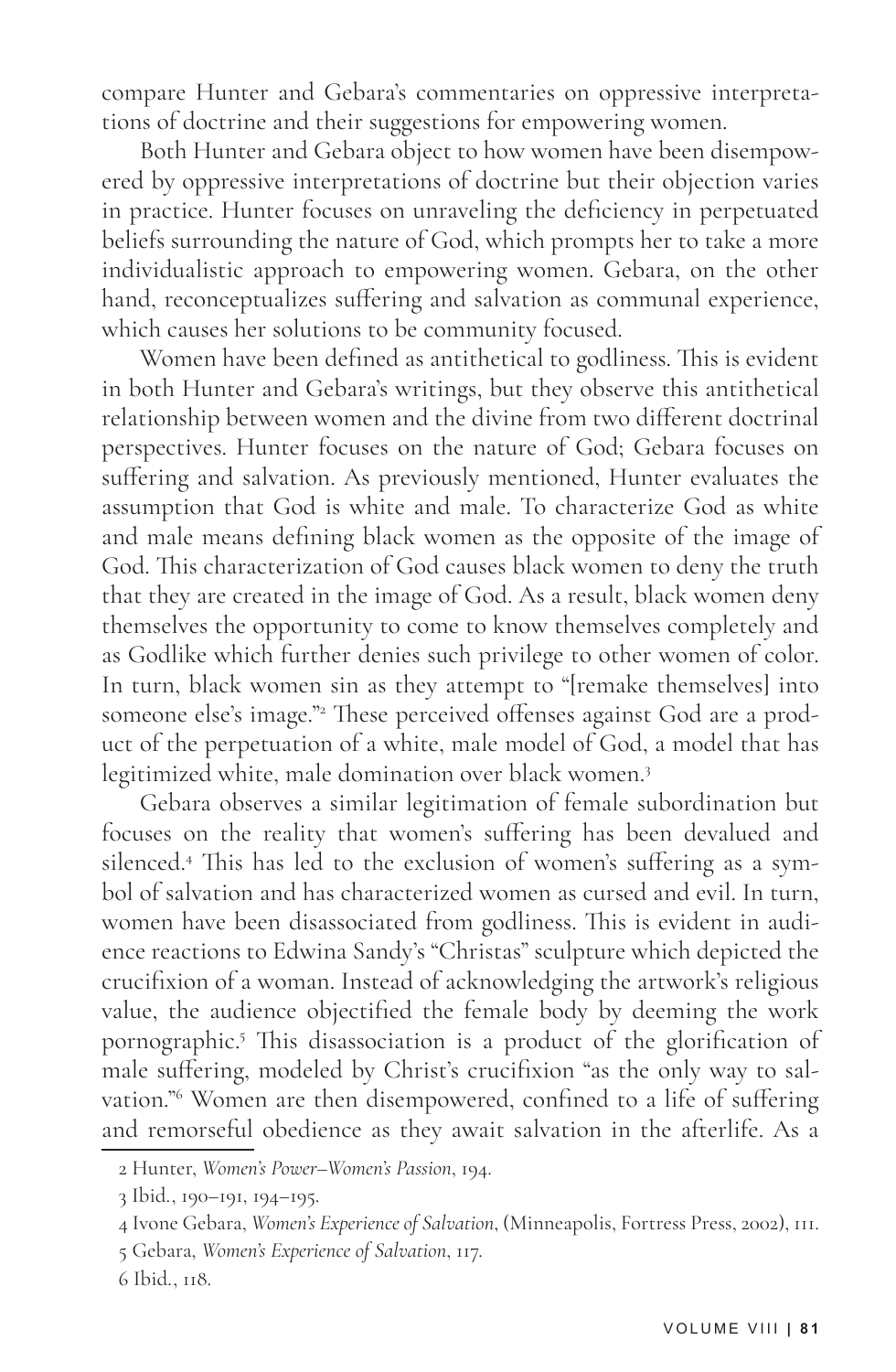compare Hunter and Gebara's commentaries on oppressive interpretations of doctrine and their suggestions for empowering women.

Both Hunter and Gebara object to how women have been disempowered by oppressive interpretations of doctrine but their objection varies in practice. Hunter focuses on unraveling the deficiency in perpetuated beliefs surrounding the nature of God, which prompts her to take a more individualistic approach to empowering women. Gebara, on the other hand, reconceptualizes suffering and salvation as communal experience, which causes her solutions to be community focused.

Women have been defined as antithetical to godliness. This is evident in both Hunter and Gebara's writings, but they observe this antithetical relationship between women and the divine from two different doctrinal perspectives. Hunter focuses on the nature of God; Gebara focuses on suffering and salvation. As previously mentioned, Hunter evaluates the assumption that God is white and male. To characterize God as white and male means defining black women as the opposite of the image of God. This characterization of God causes black women to deny the truth that they are created in the image of God. As a result, black women deny themselves the opportunity to come to know themselves completely and as Godlike which further denies such privilege to other women of color. In turn, black women sin as they attempt to "[remake themselves] into someone else's image."[2] These perceived offenses against God are a product of the perpetuation of a white, male model of God, a model that has legitimized white, male domination over black women.[3]

Gebara observes a similar legitimation of female subordination but focuses on the reality that women's suffering has been devalued and silenced.[4] This has led to the exclusion of women's suffering as a symbol of salvation and has characterized women as cursed and evil. In turn, women have been disassociated from godliness. This is evident in audience reactions to Edwina Sandy's "Christas" sculpture which depicted the crucifixion of a woman. Instead of acknowledging the artwork's religious value, the audience objectified the female body by deeming the work pornographic.[5] This disassociation is a product of the glorification of male suffering, modeled by Christ's crucifixion "as the only way to salvation."[6] Women are then disempowered, confined to a life of suffering and remorseful obedience as they await salvation in the afterlife. As a

---

2 Hunter, *Women's Power–Women's Passion*, 194.

3 Ibid., 190–191, 194–195.

4 Ivone Gebara, *Women's Experience of Salvation*, (Minneapolis, Fortress Press, 2002), 111.

5 Gebara, *Women's Experience of Salvation*, 117.

6 Ibid., 118.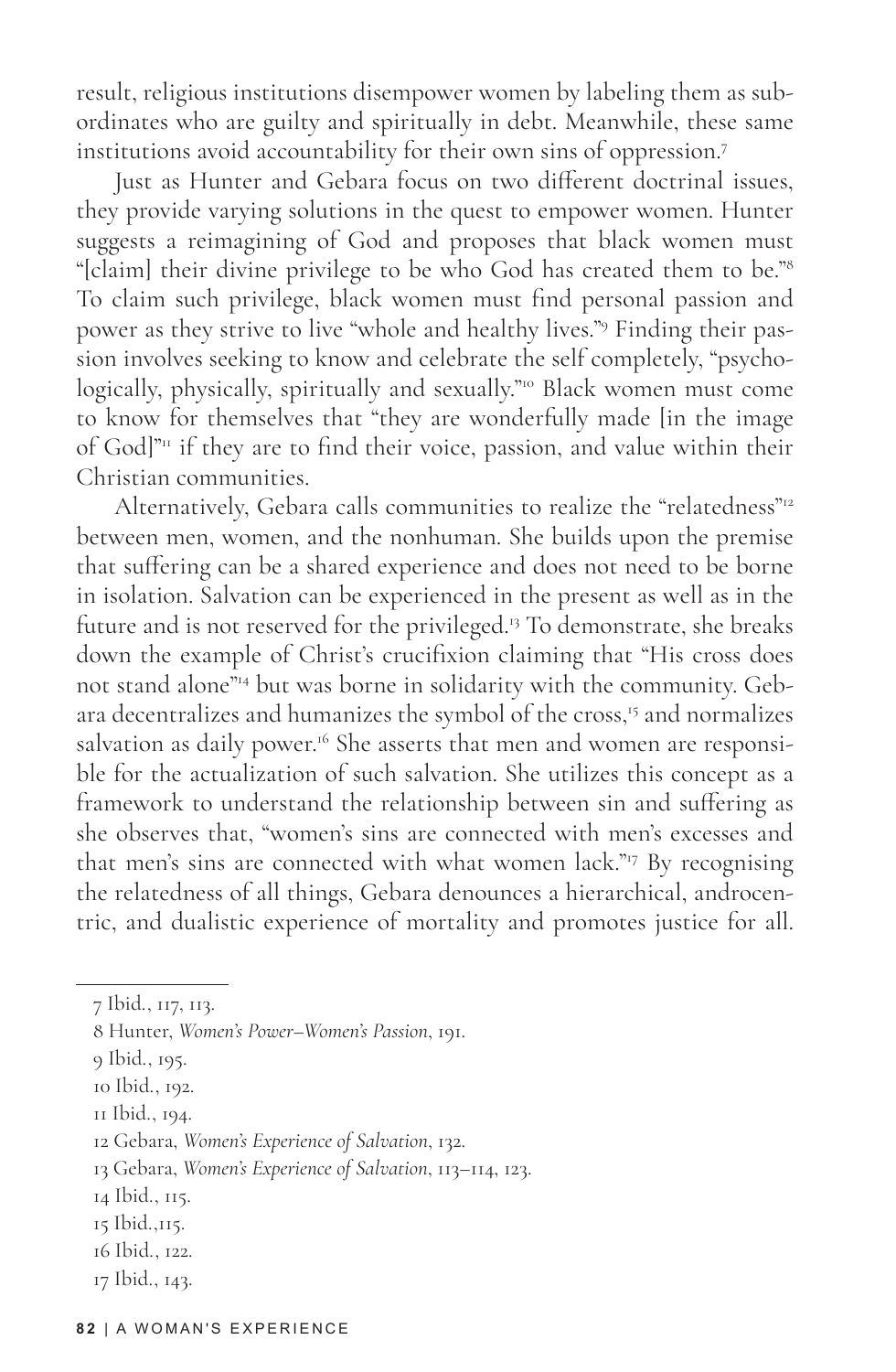result, religious institutions disempower women by labeling them as subordinates who are guilty and spiritually in debt. Meanwhile, these same institutions avoid accountability for their own sins of oppression.[7]

Just as Hunter and Gebara focus on two different doctrinal issues, they provide varying solutions in the quest to empower women. Hunter suggests a reimagining of God and proposes that black women must "[claim] their divine privilege to be who God has created them to be."[8] To claim such privilege, black women must find personal passion and power as they strive to live "whole and healthy lives."[9] Finding their passion involves seeking to know and celebrate the self completely, "psychologically, physically, spiritually and sexually."[10] Black women must come to know for themselves that "they are wonderfully made [in the image of God]"[11] if they are to find their voice, passion, and value within their Christian communities.

Alternatively, Gebara calls communities to realize the "relatedness"[12] between men, women, and the nonhuman. She builds upon the premise that suffering can be a shared experience and does not need to be borne in isolation. Salvation can be experienced in the present as well as in the future and is not reserved for the privileged.[13] To demonstrate, she breaks down the example of Christ's crucifixion claiming that "His cross does not stand alone"[14] but was borne in solidarity with the community. Gebara decentralizes and humanizes the symbol of the cross,[15] and normalizes salvation as daily power.[16] She asserts that men and women are responsible for the actualization of such salvation. She utilizes this concept as a framework to understand the relationship between sin and suffering as she observes that, "women's sins are connected with men's excesses and that men's sins are connected with what women lack."[17] By recognising the relatedness of all things, Gebara denounces a hierarchical, androcentric, and dualistic experience of mortality and promotes justice for all.

---

7 Ibid., 117, 113.

8 Hunter, *Women's Power–Women's Passion*, 191.

9 Ibid., 195.

10 Ibid., 192.

11 Ibid., 194.

12 Gebara, *Women's Experience of Salvation*, 132.

13 Gebara, *Women's Experience of Salvation*, 113–114, 123.

14 Ibid., 115.

15 Ibid.,115.

16 Ibid., 122.

17 Ibid., 143.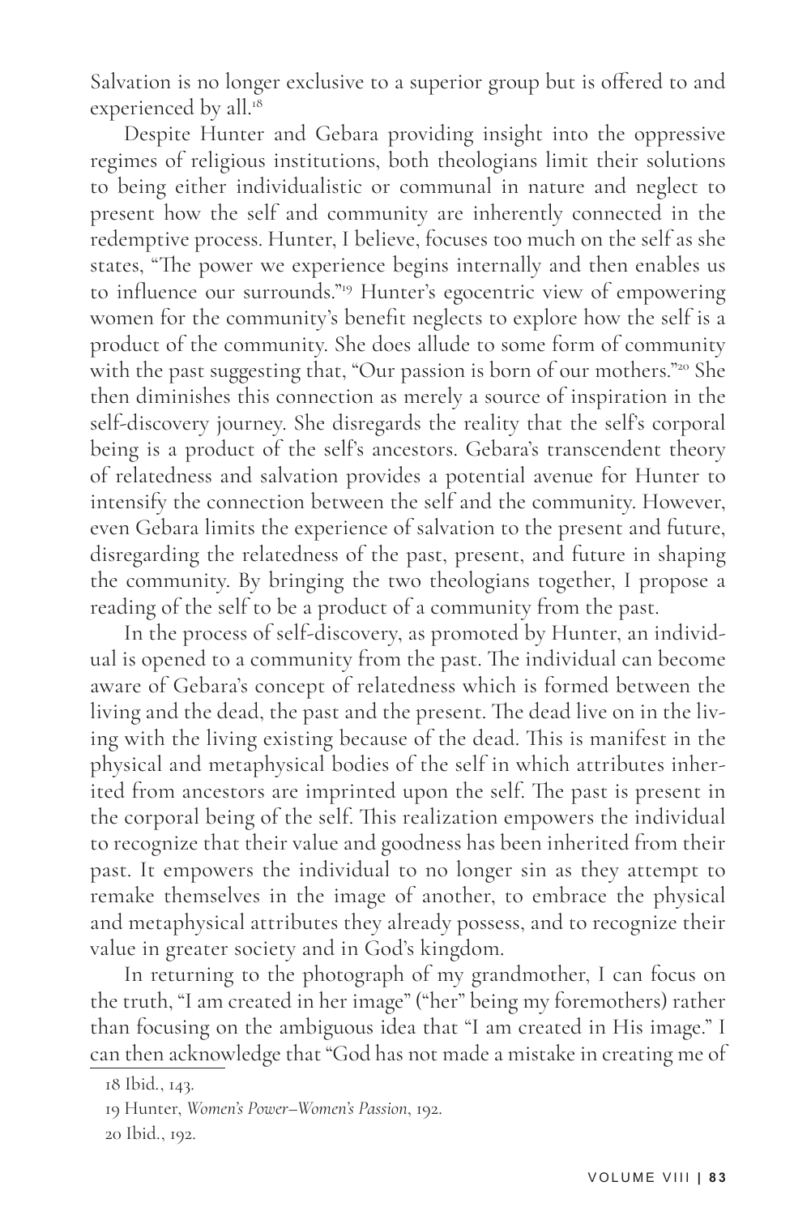Salvation is no longer exclusive to a superior group but is offered to and experienced by all.[18]

Despite Hunter and Gebara providing insight into the oppressive regimes of religious institutions, both theologians limit their solutions to being either individualistic or communal in nature and neglect to present how the self and community are inherently connected in the redemptive process. Hunter, I believe, focuses too much on the self as she states, "The power we experience begins internally and then enables us to influence our surrounds."[19] Hunter's egocentric view of empowering women for the community's benefit neglects to explore how the self is a product of the community. She does allude to some form of community with the past suggesting that, "Our passion is born of our mothers."[20] She then diminishes this connection as merely a source of inspiration in the self-discovery journey. She disregards the reality that the self's corporal being is a product of the self's ancestors. Gebara's transcendent theory of relatedness and salvation provides a potential avenue for Hunter to intensify the connection between the self and the community. However, even Gebara limits the experience of salvation to the present and future, disregarding the relatedness of the past, present, and future in shaping the community. By bringing the two theologians together, I propose a reading of the self to be a product of a community from the past.

In the process of self-discovery, as promoted by Hunter, an individual is opened to a community from the past. The individual can become aware of Gebara's concept of relatedness which is formed between the living and the dead, the past and the present. The dead live on in the living with the living existing because of the dead. This is manifest in the physical and metaphysical bodies of the self in which attributes inherited from ancestors are imprinted upon the self. The past is present in the corporal being of the self. This realization empowers the individual to recognize that their value and goodness has been inherited from their past. It empowers the individual to no longer sin as they attempt to remake themselves in the image of another, to embrace the physical and metaphysical attributes they already possess, and to recognize their value in greater society and in God's kingdom.

In returning to the photograph of my grandmother, I can focus on the truth, "I am created in her image" ("her" being my foremothers) rather than focusing on the ambiguous idea that "I am created in His image." I can then acknowledge that "God has not made a mistake in creating me of

18 Ibid., 143.

19 Hunter, *Women's Power–Women's Passion*, 192.

20 Ibid., 192.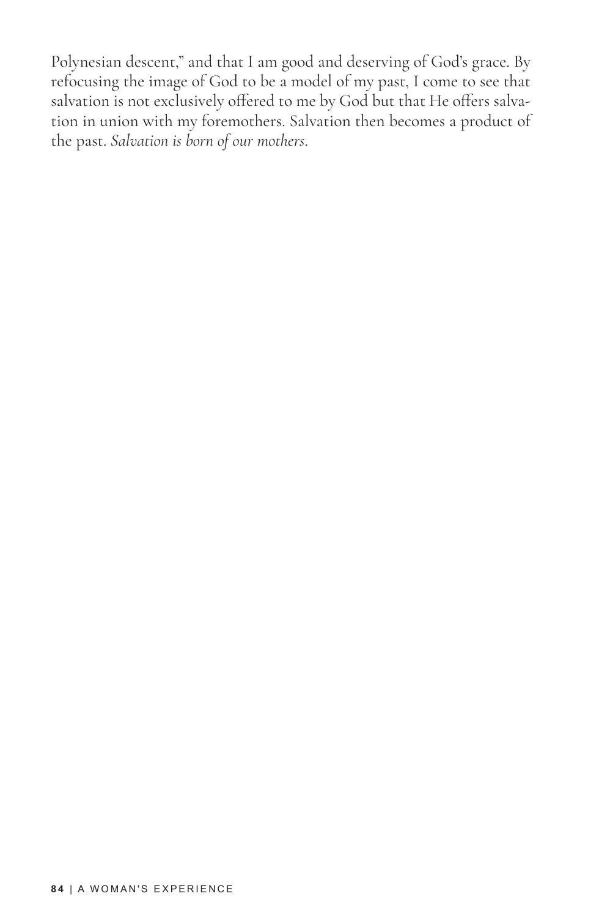Polynesian descent," and that I am good and deserving of God's grace. By refocusing the image of God to be a model of my past, I come to see that salvation is not exclusively offered to me by God but that He offers salvation in union with my foremothers. Salvation then becomes a product of the past. *Salvation is born of our mothers.*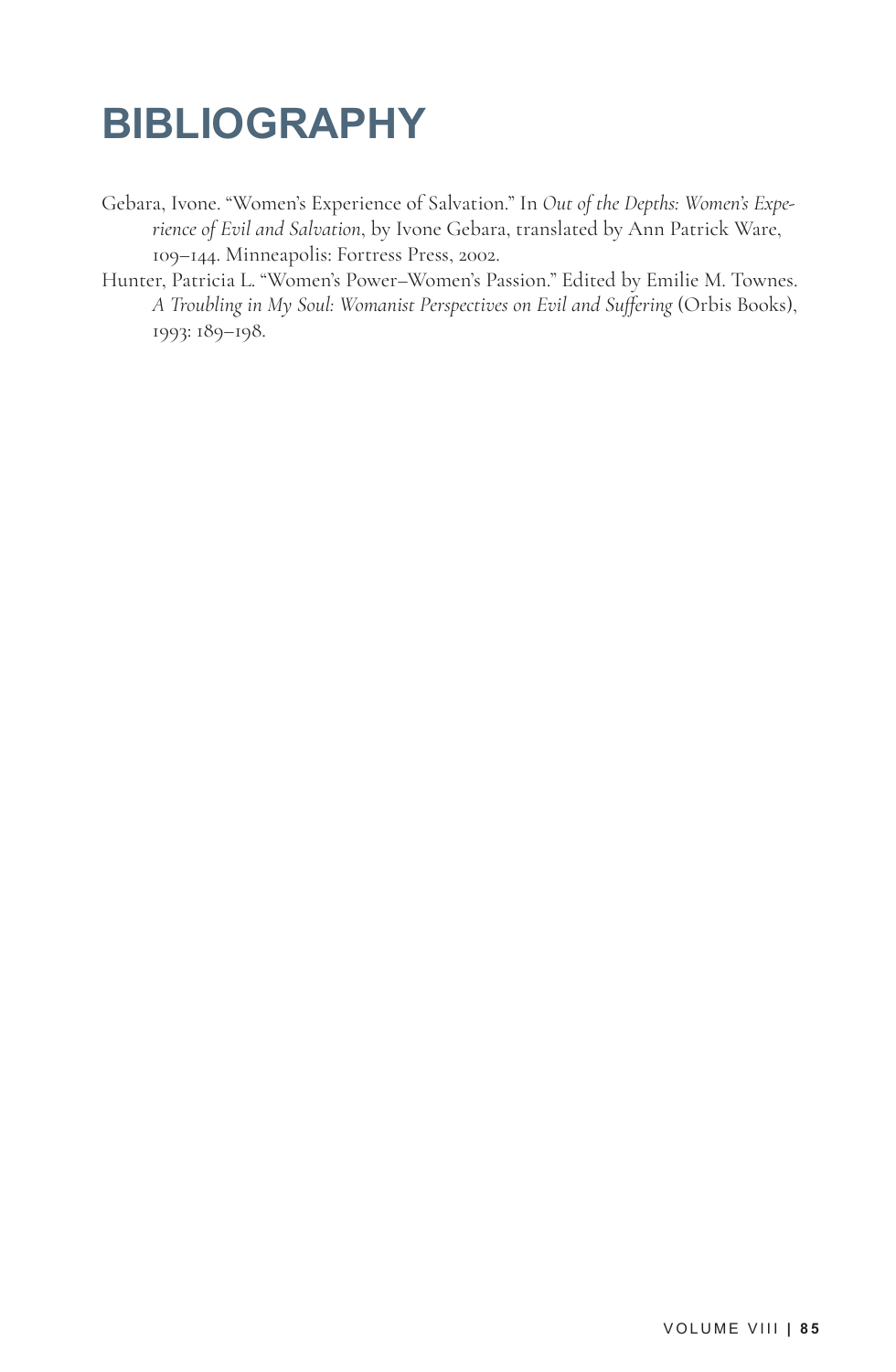# BIBLIOGRAPHY

Gebara, Ivone. "Women's Experience of Salvation." In *Out of the Depths: Women's Experience of Evil and Salvation*, by Ivone Gebara, translated by Ann Patrick Ware, 109–144. Minneapolis: Fortress Press, 2002.

Hunter, Patricia L. "Women's Power–Women's Passion." Edited by Emilie M. Townes. *A Troubling in My Soul: Womanist Perspectives on Evil and Suffering* (Orbis Books), 1993: 189–198.